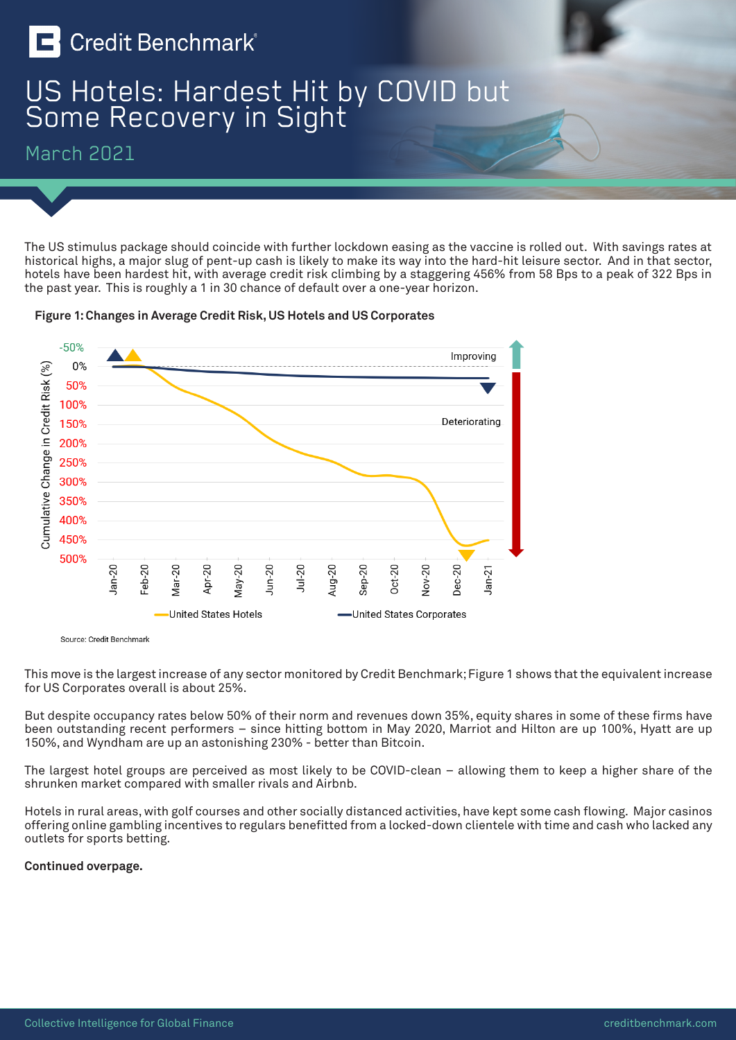Credit Benchmark

# US Hotels: Hardest Hit by COVID but Some Recovery in Sight

March 2021

The US stimulus package should coincide with further lockdown easing as the vaccine is rolled out. With savings rates at historical highs, a major slug of pent-up cash is likely to make its way into the hard-hit leisure sector. And in that sector, hotels have been hardest hit, with average credit risk climbing by a staggering 456% from 58 Bps to a peak of 322 Bps in the past year. This is roughly a 1 in 30 chance of default over a one-year horizon.

**Figure 1: Changes in Average Credit Risk, US Hotels and US Corporates**

Source: Credit Benchmark

This move is the largest increase of any sector monitored by Credit Benchmark; Figure 1 shows that the equivalent increase for US Corporates overall is about 25%.

But despite occupancy rates below 50% of their norm and revenues down 35%, equity shares in some of these firms have been outstanding recent performers – since hitting bottom in May 2020, Marriot and Hilton are up 100%, Hyatt are up 150%, and Wyndham are up an astonishing 230% - better than Bitcoin.

The largest hotel groups are perceived as most likely to be COVID-clean – allowing them to keep a higher share of the shrunken market compared with smaller rivals and Airbnb.

Hotels in rural areas, with golf courses and other socially distanced activities, have kept some cash flowing. Major casinos offering online gambling incentives to regulars benefitted from a locked-down clientele with time and cash who lacked any outlets for sports betting.

**Continued overpage.**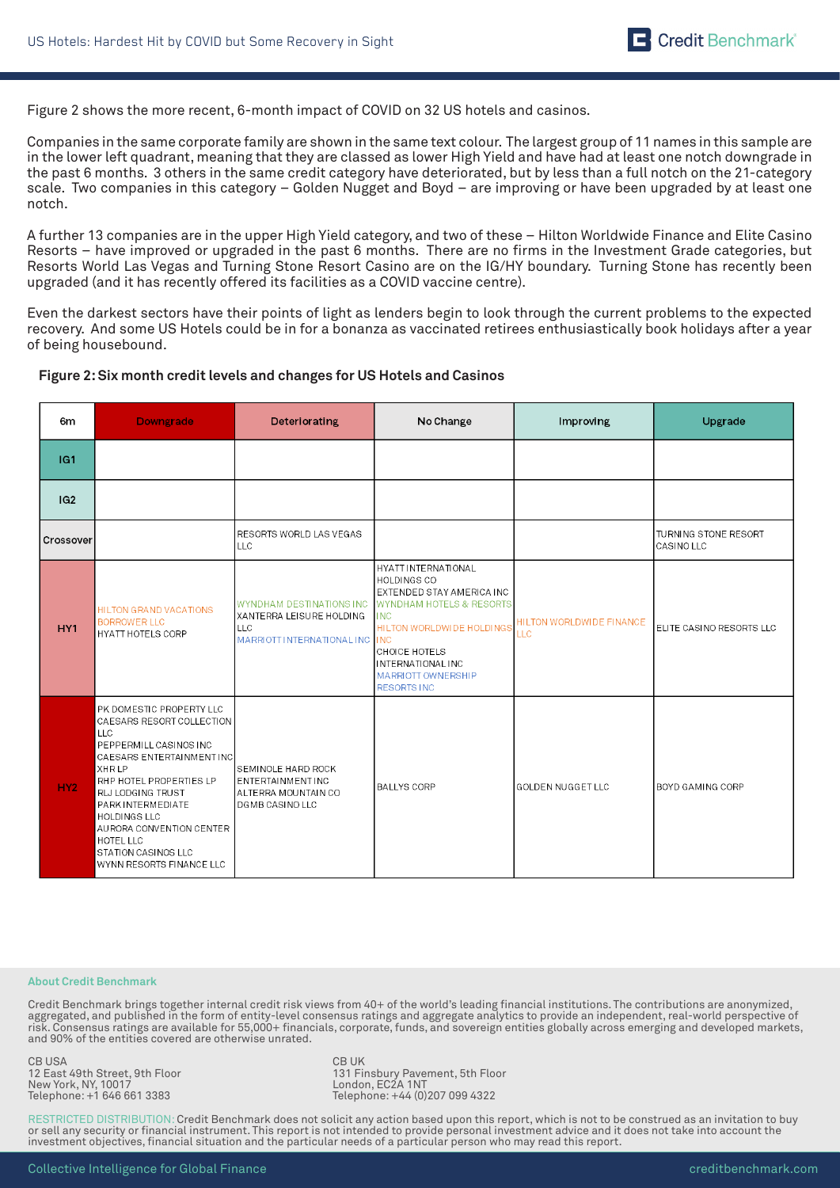Figure 2 shows the more recent, 6-month impact of COVID on 32 US hotels and casinos.

Companies in the same corporate family are shown in the same text colour. The largest group of 11 names in this sample are in the lower left quadrant, meaning that they are classed as lower High Yield and have had at least one notch downgrade in the past 6 months. 3 others in the same credit category have deteriorated, but by less than a full notch on the 21-category scale. Two companies in this category – Golden Nugget and Boyd – are improving or have been upgraded by at least one notch.

A further 13 companies are in the upper High Yield category, and two of these – Hilton Worldwide Finance and Elite Casino Resorts – have improved or upgraded in the past 6 months. There are no firms in the Investment Grade categories, but Resorts World Las Vegas and Turning Stone Resort Casino are on the IG/HY boundary. Turning Stone has recently been upgraded (and it has recently offered its facilities as a COVID vaccine centre).

Even the darkest sectors have their points of light as lenders begin to look through the current problems to the expected recovery. And some US Hotels could be in for a bonanza as vaccinated retirees enthusiastically book holidays after a year of being housebound.

**Figure 2: Six month credit levels and changes for US Hotels and Casinos**

| 6m | Downgrade | Deteriorating | No Change | Improving | Upgrade |
|---|---|---|---|---|---|
| IG1 | | | | | |
| IG2 | | | | | |
| Crossover | | RESORTS WORLD LAS VEGAS LLC | | | TURNING STONE RESORT CASINO LLC |
| HY1 | HILTON GRAND VACATIONS BORROWER LLC<br>HYATT HOTELS CORP | WYNDHAM DESTINATIONS INC<br>XANTERRA LEISURE HOLDING LLC<br>MARRIOTT INTERNATIONAL INC | HYATT INTERNATIONAL HOLDINGS CO<br>EXTENDED STAY AMERICA INC<br>WYNDHAM HOTELS & RESORTS INC<br>HILTON WORLDWIDE HOLDINGS INC<br>CHOICE HOTELS INTERNATIONAL INC<br>MARRIOTT OWNERSHIP RESORTS INC | HILTON WORLDWIDE FINANCE LLC | ELITE CASINO RESORTS LLC |
| HY2 | PK DOMESTIC PROPERTY LLC<br>CAESARS RESORT COLLECTION LLC<br>PEPPERMILL CASINOS INC<br>CAESARS ENTERTAINMENT INC<br>XHR LP<br>RHP HOTEL PROPERTIES LP<br>RLJ LODGING TRUST<br>PARK INTERMEDIATE HOLDINGS LLC<br>AURORA CONVENTION CENTER HOTEL LLC<br>STATION CASINOS LLC<br>WYNN RESORTS FINANCE LLC | SEMINOLE HARD ROCK ENTERTAINMENT INC<br>ALTERRA MOUNTAIN CO<br>DGMB CASINO LLC | BALLYS CORP | GOLDEN NUGGET LLC | BOYD GAMING CORP |

**About Credit Benchmark**

Credit Benchmark brings together internal credit risk views from 40+ of the world's leading financial institutions. The contributions are anonymized, aggregated, and published in the form of entity-level consensus ratings and aggregate analytics to provide an independent, real-world perspective of risk. Consensus ratings are available for 55,000+ financials, corporate, funds, and sovereign entities globally across emerging and developed markets, and 90% of the entities covered are otherwise unrated.

CB USA
12 East 49th Street, 9th Floor
New York, NY, 10017
Telephone: +1 646 661 3383

CB UK
131 Finsbury Pavement, 5th Floor
London, EC2A 1NT
Telephone: +44 (0)207 099 4322

RESTRICTED DISTRIBUTION: Credit Benchmark does not solicit any action based upon this report, which is not to be construed as an invitation to buy or sell any security or financial instrument. This report is not intended to provide personal investment advice and it does not take into account the investment objectives, financial situation and the particular needs of a particular person who may read this report.

Collective Intelligence for Global Finance

creditbenchmark.com